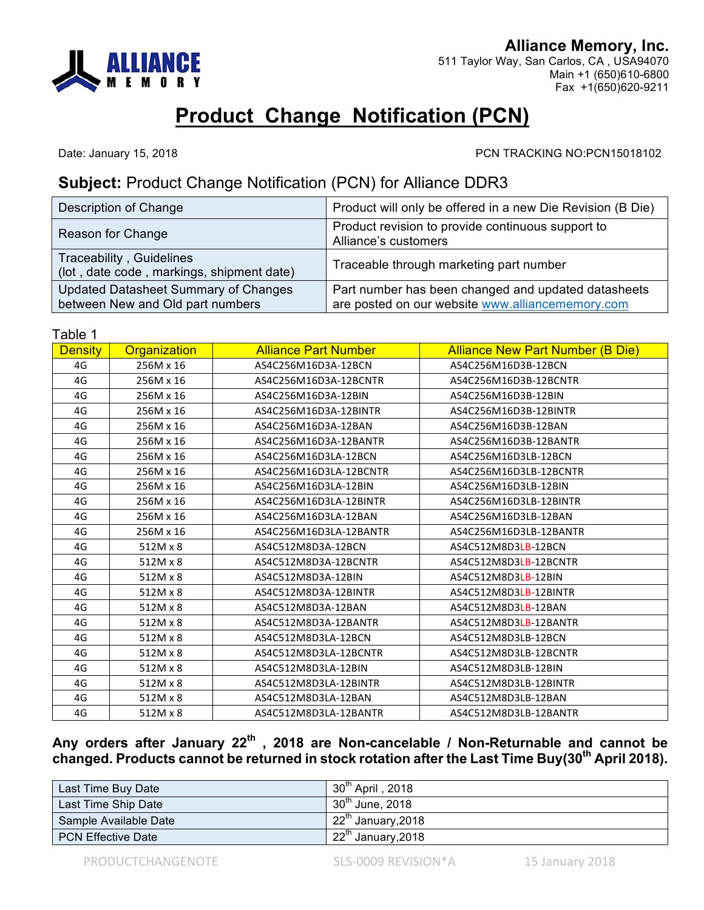**Alliance Memory, Inc.**
511 Taylor Way, San Carlos, CA , USA94070
Main +1 (650)610-6800
Fax +1(650)620-9211

# Product Change Notification (PCN)

Date: January 15, 2018

PCN TRACKING NO:PCN15018102

## **Subject:** Product Change Notification (PCN) for Alliance DDR3

| | |
|---|---|
| Description of Change | Product will only be offered in a new Die Revision (B Die) |
| Reason for Change | Product revision to provide continuous support to Alliance's customers |
| Traceability , Guidelines (lot , date code , markings, shipment date) | Traceable through marketing part number |
| Updated Datasheet Summary of Changes between New and Old part numbers | Part number has been changed and updated datasheets are posted on our website www.alliancememory.com |

Table 1

| Density | Organization | Alliance Part Number | Alliance New Part Number (B Die) |
|---|---|---|---|
| 4G | 256M x 16 | AS4C256M16D3A-12BCN | AS4C256M16D3B-12BCN |
| 4G | 256M x 16 | AS4C256M16D3A-12BCNTR | AS4C256M16D3B-12BCNTR |
| 4G | 256M x 16 | AS4C256M16D3A-12BIN | AS4C256M16D3B-12BIN |
| 4G | 256M x 16 | AS4C256M16D3A-12BINTR | AS4C256M16D3B-12BINTR |
| 4G | 256M x 16 | AS4C256M16D3A-12BAN | AS4C256M16D3B-12BAN |
| 4G | 256M x 16 | AS4C256M16D3A-12BANTR | AS4C256M16D3B-12BANTR |
| 4G | 256M x 16 | AS4C256M16D3LA-12BCN | AS4C256M16D3LB-12BCN |
| 4G | 256M x 16 | AS4C256M16D3LA-12BCNTR | AS4C256M16D3LB-12BCNTR |
| 4G | 256M x 16 | AS4C256M16D3LA-12BIN | AS4C256M16D3LB-12BIN |
| 4G | 256M x 16 | AS4C256M16D3LA-12BINTR | AS4C256M16D3LB-12BINTR |
| 4G | 256M x 16 | AS4C256M16D3LA-12BAN | AS4C256M16D3LB-12BAN |
| 4G | 256M x 16 | AS4C256M16D3LA-12BANTR | AS4C256M16D3LB-12BANTR |
| 4G | 512M x 8 | AS4C512M8D3A-12BCN | AS4C512M8D3LB-12BCN |
| 4G | 512M x 8 | AS4C512M8D3A-12BCNTR | AS4C512M8D3LB-12BCNTR |
| 4G | 512M x 8 | AS4C512M8D3A-12BIN | AS4C512M8D3LB-12BIN |
| 4G | 512M x 8 | AS4C512M8D3A-12BINTR | AS4C512M8D3LB-12BINTR |
| 4G | 512M x 8 | AS4C512M8D3A-12BAN | AS4C512M8D3LB-12BAN |
| 4G | 512M x 8 | AS4C512M8D3A-12BANTR | AS4C512M8D3LB-12BANTR |
| 4G | 512M x 8 | AS4C512M8D3LA-12BCN | AS4C512M8D3LB-12BCN |
| 4G | 512M x 8 | AS4C512M8D3LA-12BCNTR | AS4C512M8D3LB-12BCNTR |
| 4G | 512M x 8 | AS4C512M8D3LA-12BIN | AS4C512M8D3LB-12BIN |
| 4G | 512M x 8 | AS4C512M8D3LA-12BINTR | AS4C512M8D3LB-12BINTR |
| 4G | 512M x 8 | AS4C512M8D3LA-12BAN | AS4C512M8D3LB-12BAN |
| 4G | 512M x 8 | AS4C512M8D3LA-12BANTR | AS4C512M8D3LB-12BANTR |

**Any orders after January 22nd , 2018 are Non-cancelable / Non-Returnable and cannot be changed. Products cannot be returned in stock rotation after the Last Time Buy(30th April 2018).**

| | |
|---|---|
| Last Time Buy Date | 30th April , 2018 |
| Last Time Ship Date | 30th June, 2018 |
| Sample Available Date | 22th January,2018 |
| PCN Effective Date | 22th January,2018 |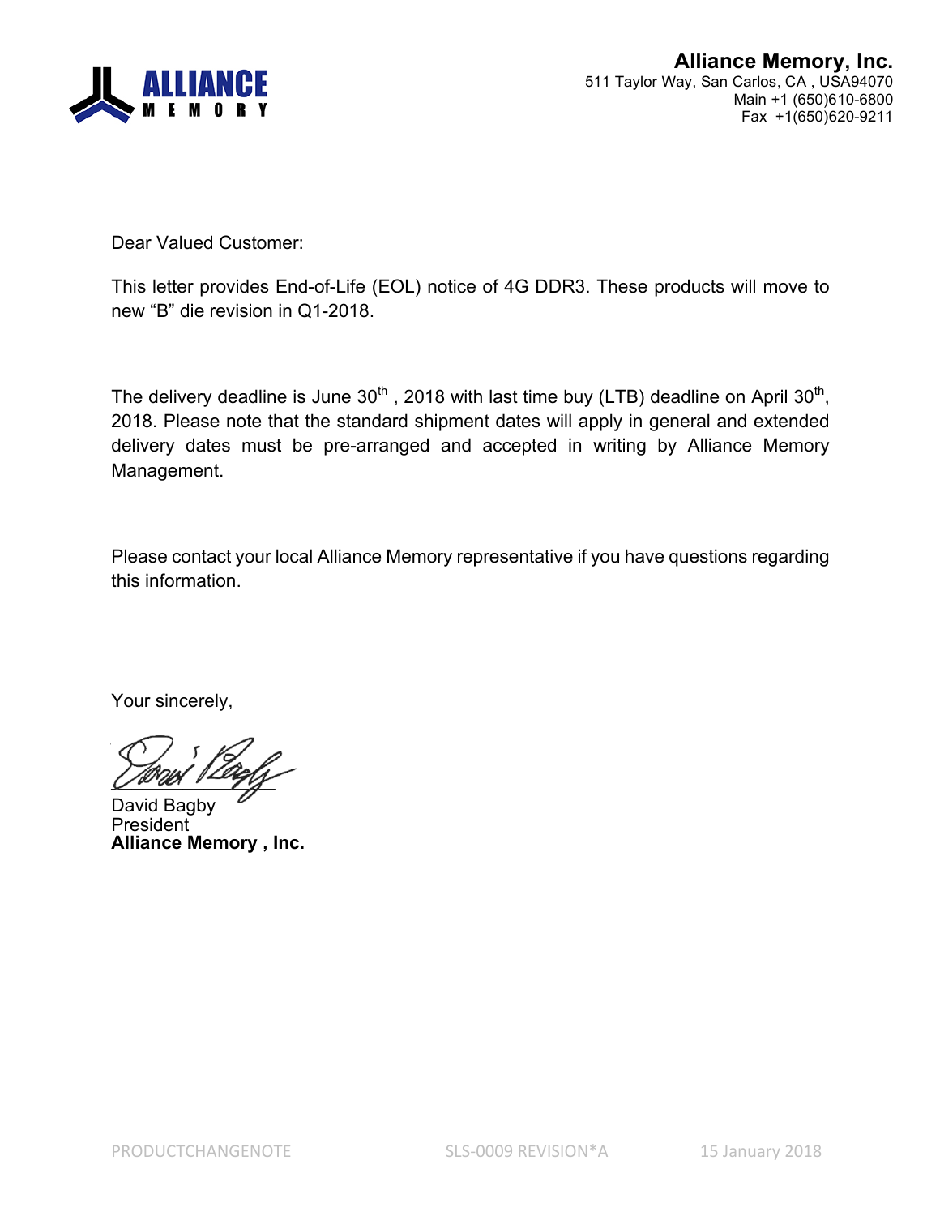**Alliance Memory, Inc.**
511 Taylor Way, San Carlos, CA , USA94070
Main +1 (650)610-6800
Fax +1(650)620-9211

Dear Valued Customer:

This letter provides End-of-Life (EOL) notice of 4G DDR3. These products will move to new “B” die revision in Q1-2018.

The delivery deadline is June 30th , 2018 with last time buy (LTB) deadline on April 30th, 2018. Please note that the standard shipment dates will apply in general and extended delivery dates must be pre-arranged and accepted in writing by Alliance Memory Management.

Please contact your local Alliance Memory representative if you have questions regarding this information.

Your sincerely,

David Bagby
President
**Alliance Memory , Inc.**

PRODUCTCHANGENOTE SLS-0009 REVISION*A 15 January 2018